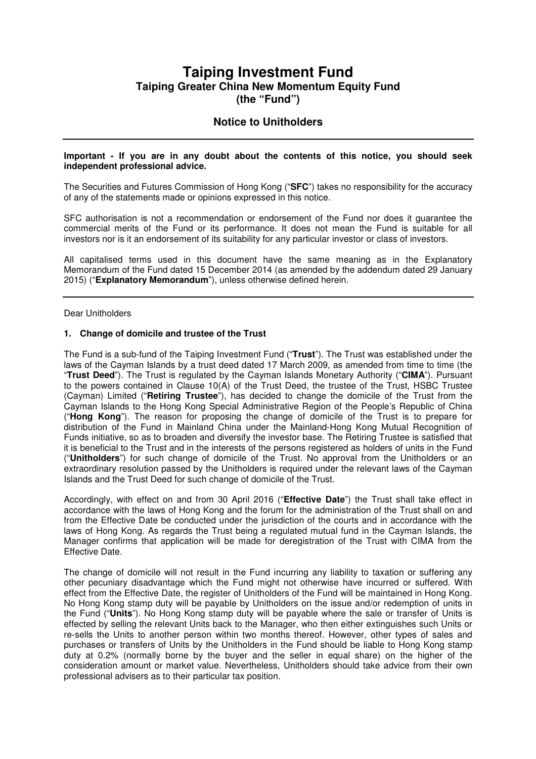# Taiping Investment Fund

## Taiping Greater China New Momentum Equity Fund (the "Fund")

## Notice to Unitholders

---

**Important - If you are in any doubt about the contents of this notice, you should seek independent professional advice.**

The Securities and Futures Commission of Hong Kong ("**SFC**") takes no responsibility for the accuracy of any of the statements made or opinions expressed in this notice.

SFC authorisation is not a recommendation or endorsement of the Fund nor does it guarantee the commercial merits of the Fund or its performance. It does not mean the Fund is suitable for all investors nor is it an endorsement of its suitability for any particular investor or class of investors.

All capitalised terms used in this document have the same meaning as in the Explanatory Memorandum of the Fund dated 15 December 2014 (as amended by the addendum dated 29 January 2015) ("**Explanatory Memorandum**"), unless otherwise defined herein.

---

Dear Unitholders

### 1. Change of domicile and trustee of the Trust

The Fund is a sub-fund of the Taiping Investment Fund ("**Trust**"). The Trust was established under the laws of the Cayman Islands by a trust deed dated 17 March 2009, as amended from time to time (the "**Trust Deed**"). The Trust is regulated by the Cayman Islands Monetary Authority ("**CIMA**"). Pursuant to the powers contained in Clause 10(A) of the Trust Deed, the trustee of the Trust, HSBC Trustee (Cayman) Limited ("**Retiring Trustee**"), has decided to change the domicile of the Trust from the Cayman Islands to the Hong Kong Special Administrative Region of the People's Republic of China ("**Hong Kong**"). The reason for proposing the change of domicile of the Trust is to prepare for distribution of the Fund in Mainland China under the Mainland-Hong Kong Mutual Recognition of Funds initiative, so as to broaden and diversify the investor base. The Retiring Trustee is satisfied that it is beneficial to the Trust and in the interests of the persons registered as holders of units in the Fund ("**Unitholders**") for such change of domicile of the Trust. No approval from the Unitholders or an extraordinary resolution passed by the Unitholders is required under the relevant laws of the Cayman Islands and the Trust Deed for such change of domicile of the Trust.

Accordingly, with effect on and from 30 April 2016 ("**Effective Date**") the Trust shall take effect in accordance with the laws of Hong Kong and the forum for the administration of the Trust shall on and from the Effective Date be conducted under the jurisdiction of the courts and in accordance with the laws of Hong Kong. As regards the Trust being a regulated mutual fund in the Cayman Islands, the Manager confirms that application will be made for deregistration of the Trust with CIMA from the Effective Date.

The change of domicile will not result in the Fund incurring any liability to taxation or suffering any other pecuniary disadvantage which the Fund might not otherwise have incurred or suffered. With effect from the Effective Date, the register of Unitholders of the Fund will be maintained in Hong Kong. No Hong Kong stamp duty will be payable by Unitholders on the issue and/or redemption of units in the Fund ("**Units**"). No Hong Kong stamp duty will be payable where the sale or transfer of Units is effected by selling the relevant Units back to the Manager, who then either extinguishes such Units or re-sells the Units to another person within two months thereof. However, other types of sales and purchases or transfers of Units by the Unitholders in the Fund should be liable to Hong Kong stamp duty at 0.2% (normally borne by the buyer and the seller in equal share) on the higher of the consideration amount or market value. Nevertheless, Unitholders should take advice from their own professional advisers as to their particular tax position.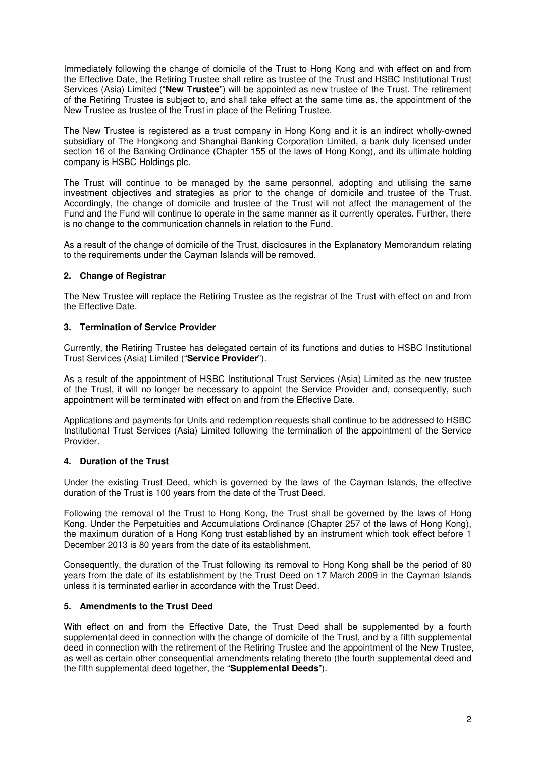Immediately following the change of domicile of the Trust to Hong Kong and with effect on and from the Effective Date, the Retiring Trustee shall retire as trustee of the Trust and HSBC Institutional Trust Services (Asia) Limited ("**New Trustee**") will be appointed as new trustee of the Trust. The retirement of the Retiring Trustee is subject to, and shall take effect at the same time as, the appointment of the New Trustee as trustee of the Trust in place of the Retiring Trustee.

The New Trustee is registered as a trust company in Hong Kong and it is an indirect wholly-owned subsidiary of The Hongkong and Shanghai Banking Corporation Limited, a bank duly licensed under section 16 of the Banking Ordinance (Chapter 155 of the laws of Hong Kong), and its ultimate holding company is HSBC Holdings plc.

The Trust will continue to be managed by the same personnel, adopting and utilising the same investment objectives and strategies as prior to the change of domicile and trustee of the Trust. Accordingly, the change of domicile and trustee of the Trust will not affect the management of the Fund and the Fund will continue to operate in the same manner as it currently operates. Further, there is no change to the communication channels in relation to the Fund.

As a result of the change of domicile of the Trust, disclosures in the Explanatory Memorandum relating to the requirements under the Cayman Islands will be removed.

## 2. Change of Registrar

The New Trustee will replace the Retiring Trustee as the registrar of the Trust with effect on and from the Effective Date.

## 3. Termination of Service Provider

Currently, the Retiring Trustee has delegated certain of its functions and duties to HSBC Institutional Trust Services (Asia) Limited ("**Service Provider**").

As a result of the appointment of HSBC Institutional Trust Services (Asia) Limited as the new trustee of the Trust, it will no longer be necessary to appoint the Service Provider and, consequently, such appointment will be terminated with effect on and from the Effective Date.

Applications and payments for Units and redemption requests shall continue to be addressed to HSBC Institutional Trust Services (Asia) Limited following the termination of the appointment of the Service Provider.

## 4. Duration of the Trust

Under the existing Trust Deed, which is governed by the laws of the Cayman Islands, the effective duration of the Trust is 100 years from the date of the Trust Deed.

Following the removal of the Trust to Hong Kong, the Trust shall be governed by the laws of Hong Kong. Under the Perpetuities and Accumulations Ordinance (Chapter 257 of the laws of Hong Kong), the maximum duration of a Hong Kong trust established by an instrument which took effect before 1 December 2013 is 80 years from the date of its establishment.

Consequently, the duration of the Trust following its removal to Hong Kong shall be the period of 80 years from the date of its establishment by the Trust Deed on 17 March 2009 in the Cayman Islands unless it is terminated earlier in accordance with the Trust Deed.

## 5. Amendments to the Trust Deed

With effect on and from the Effective Date, the Trust Deed shall be supplemented by a fourth supplemental deed in connection with the change of domicile of the Trust, and by a fifth supplemental deed in connection with the retirement of the Retiring Trustee and the appointment of the New Trustee, as well as certain other consequential amendments relating thereto (the fourth supplemental deed and the fifth supplemental deed together, the "**Supplemental Deeds**").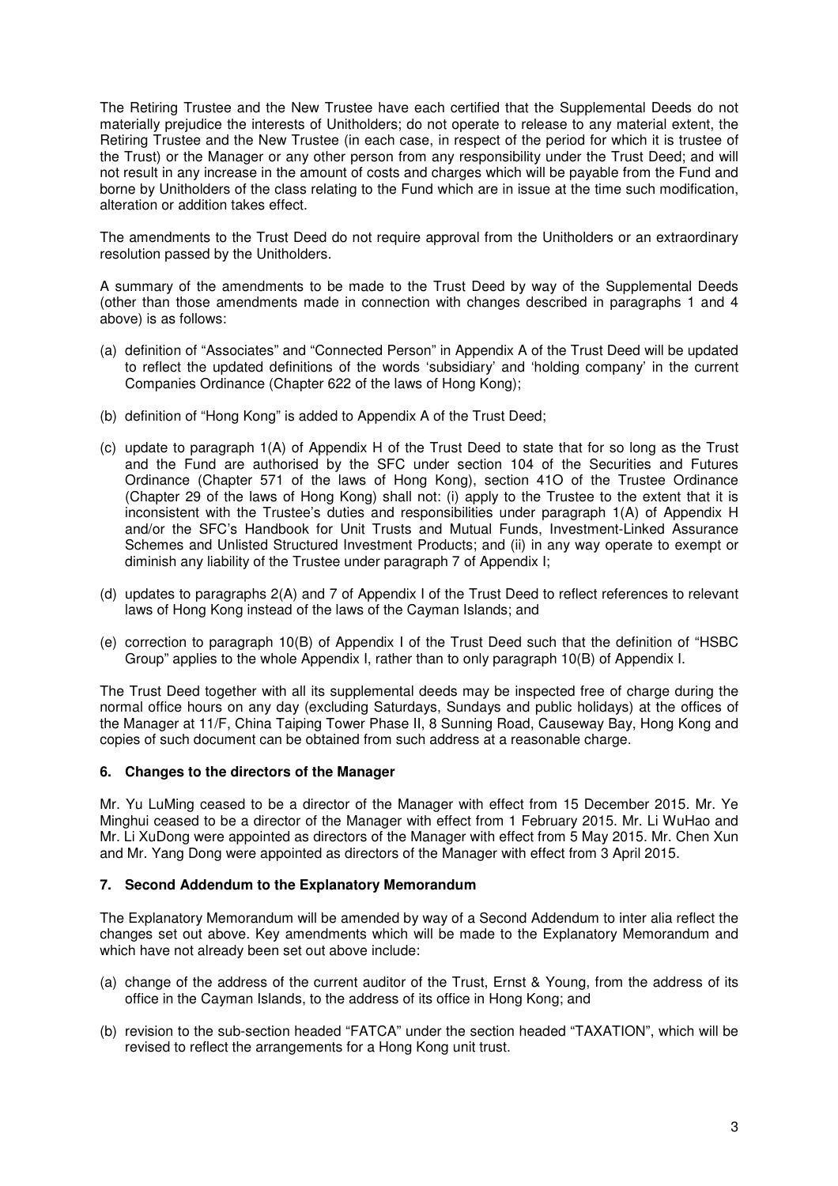The Retiring Trustee and the New Trustee have each certified that the Supplemental Deeds do not materially prejudice the interests of Unitholders; do not operate to release to any material extent, the Retiring Trustee and the New Trustee (in each case, in respect of the period for which it is trustee of the Trust) or the Manager or any other person from any responsibility under the Trust Deed; and will not result in any increase in the amount of costs and charges which will be payable from the Fund and borne by Unitholders of the class relating to the Fund which are in issue at the time such modification, alteration or addition takes effect.

The amendments to the Trust Deed do not require approval from the Unitholders or an extraordinary resolution passed by the Unitholders.

A summary of the amendments to be made to the Trust Deed by way of the Supplemental Deeds (other than those amendments made in connection with changes described in paragraphs 1 and 4 above) is as follows:

(a) definition of "Associates" and "Connected Person" in Appendix A of the Trust Deed will be updated to reflect the updated definitions of the words 'subsidiary' and 'holding company' in the current Companies Ordinance (Chapter 622 of the laws of Hong Kong);

(b) definition of "Hong Kong" is added to Appendix A of the Trust Deed;

(c) update to paragraph 1(A) of Appendix H of the Trust Deed to state that for so long as the Trust and the Fund are authorised by the SFC under section 104 of the Securities and Futures Ordinance (Chapter 571 of the laws of Hong Kong), section 41O of the Trustee Ordinance (Chapter 29 of the laws of Hong Kong) shall not: (i) apply to the Trustee to the extent that it is inconsistent with the Trustee's duties and responsibilities under paragraph 1(A) of Appendix H and/or the SFC's Handbook for Unit Trusts and Mutual Funds, Investment-Linked Assurance Schemes and Unlisted Structured Investment Products; and (ii) in any way operate to exempt or diminish any liability of the Trustee under paragraph 7 of Appendix I;

(d) updates to paragraphs 2(A) and 7 of Appendix I of the Trust Deed to reflect references to relevant laws of Hong Kong instead of the laws of the Cayman Islands; and

(e) correction to paragraph 10(B) of Appendix I of the Trust Deed such that the definition of "HSBC Group" applies to the whole Appendix I, rather than to only paragraph 10(B) of Appendix I.

The Trust Deed together with all its supplemental deeds may be inspected free of charge during the normal office hours on any day (excluding Saturdays, Sundays and public holidays) at the offices of the Manager at 11/F, China Taiping Tower Phase II, 8 Sunning Road, Causeway Bay, Hong Kong and copies of such document can be obtained from such address at a reasonable charge.

**6. Changes to the directors of the Manager**

Mr. Yu LuMing ceased to be a director of the Manager with effect from 15 December 2015. Mr. Ye Minghui ceased to be a director of the Manager with effect from 1 February 2015. Mr. Li WuHao and Mr. Li XuDong were appointed as directors of the Manager with effect from 5 May 2015. Mr. Chen Xun and Mr. Yang Dong were appointed as directors of the Manager with effect from 3 April 2015.

**7. Second Addendum to the Explanatory Memorandum**

The Explanatory Memorandum will be amended by way of a Second Addendum to inter alia reflect the changes set out above. Key amendments which will be made to the Explanatory Memorandum and which have not already been set out above include:

(a) change of the address of the current auditor of the Trust, Ernst & Young, from the address of its office in the Cayman Islands, to the address of its office in Hong Kong; and

(b) revision to the sub-section headed "FATCA" under the section headed "TAXATION", which will be revised to reflect the arrangements for a Hong Kong unit trust.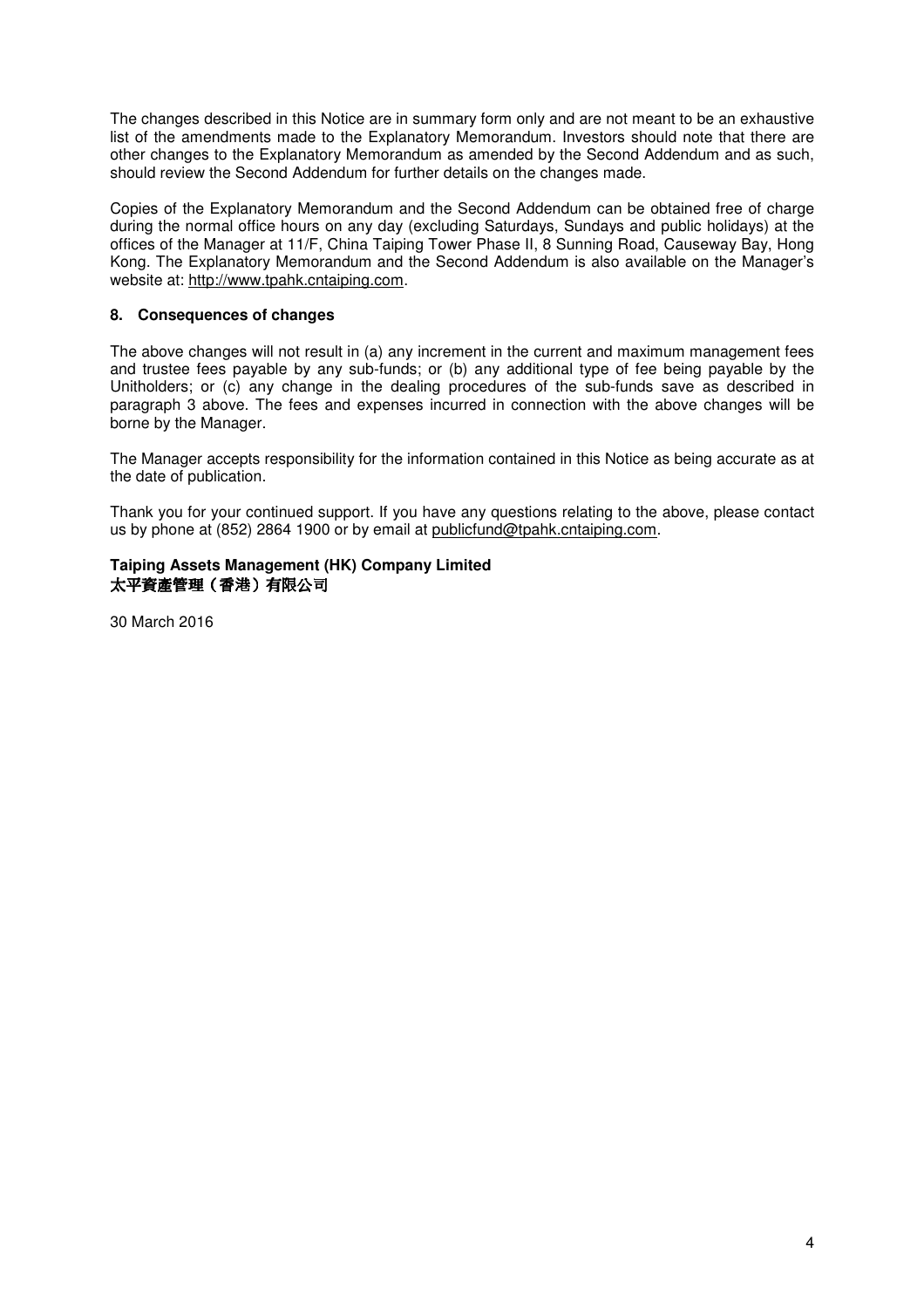The changes described in this Notice are in summary form only and are not meant to be an exhaustive list of the amendments made to the Explanatory Memorandum. Investors should note that there are other changes to the Explanatory Memorandum as amended by the Second Addendum and as such, should review the Second Addendum for further details on the changes made.

Copies of the Explanatory Memorandum and the Second Addendum can be obtained free of charge during the normal office hours on any day (excluding Saturdays, Sundays and public holidays) at the offices of the Manager at 11/F, China Taiping Tower Phase II, 8 Sunning Road, Causeway Bay, Hong Kong. The Explanatory Memorandum and the Second Addendum is also available on the Manager's website at: http://www.tpahk.cntaiping.com.

**8. Consequences of changes**

The above changes will not result in (a) any increment in the current and maximum management fees and trustee fees payable by any sub-funds; or (b) any additional type of fee being payable by the Unitholders; or (c) any change in the dealing procedures of the sub-funds save as described in paragraph 3 above. The fees and expenses incurred in connection with the above changes will be borne by the Manager.

The Manager accepts responsibility for the information contained in this Notice as being accurate as at the date of publication.

Thank you for your continued support. If you have any questions relating to the above, please contact us by phone at (852) 2864 1900 or by email at publicfund@tpahk.cntaiping.com.

**Taiping Assets Management (HK) Company Limited**
**太平資產管理（香港）有限公司**

30 March 2016